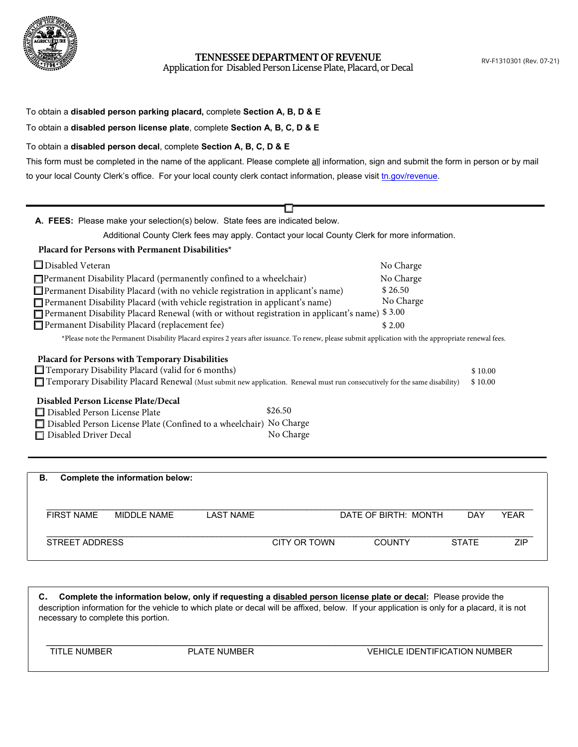# TENNESSEE DEPARTMENT OF REVENUE

Application for Disabled Person License Plate, Placard, or Decal

RV-F1310301 (Rev. 07-21)

To obtain a **disabled person parking placard,** complete **Section A, B, D & E**

To obtain a **disabled person license plate**, complete **Section A, B, C, D & E**

To obtain a **disabled person decal**, complete **Section A, B, C, D & E**

This form must be completed in the name of the applicant. Please complete all information, sign and submit the form in person or by mail to your local County Clerk's office. For your local county clerk contact information, please visit tn.gov/revenue.

---

**A. FEES:** Please make your selection(s) below. State fees are indicated below.

Additional County Clerk fees may apply. Contact your local County Clerk for more information.

**Placard for Persons with Permanent Disabilities***

| | |
|---|---|
| ☐ Disabled Veteran | No Charge |
| ☐ Permanent Disability Placard (permanently confined to a wheelchair) | No Charge |
| ☐ Permanent Disability Placard (with no vehicle registration in applicant's name) | $ 26.50 |
| ☐ Permanent Disability Placard (with vehicle registration in applicant's name) | No Charge |
| ☐ Permanent Disability Placard Renewal (with or without registration in applicant's name) | $ 3.00 |
| ☐ Permanent Disability Placard (replacement fee) | $ 2.00 |

*Please note the Permanent Disability Placard expires 2 years after issuance. To renew, please submit application with the appropriate renewal fees.

**Placard for Persons with Temporary Disabilities**

| | |
|---|---|
| ☐ Temporary Disability Placard (valid for 6 months) | $ 10.00 |
| ☐ Temporary Disability Placard Renewal (Must submit new application. Renewal must run consecutively for the same disability) | $ 10.00 |

**Disabled Person License Plate/Decal**

| | |
|---|---|
| ☐ Disabled Person License Plate | $26.50 |
| ☐ Disabled Person License Plate (Confined to a wheelchair) | No Charge |
| ☐ Disabled Driver Decal | No Charge |

---

**B. Complete the information below:**

FIRST NAME    MIDDLE NAME    LAST NAME    DATE OF BIRTH: MONTH    DAY    YEAR

STREET ADDRESS    CITY OR TOWN    COUNTY    STATE    ZIP

**C. Complete the information below, only if requesting a disabled person license plate or decal:** Please provide the description information for the vehicle to which plate or decal will be affixed, below. If your application is only for a placard, it is not necessary to complete this portion.

TITLE NUMBER    PLATE NUMBER    VEHICLE IDENTIFICATION NUMBER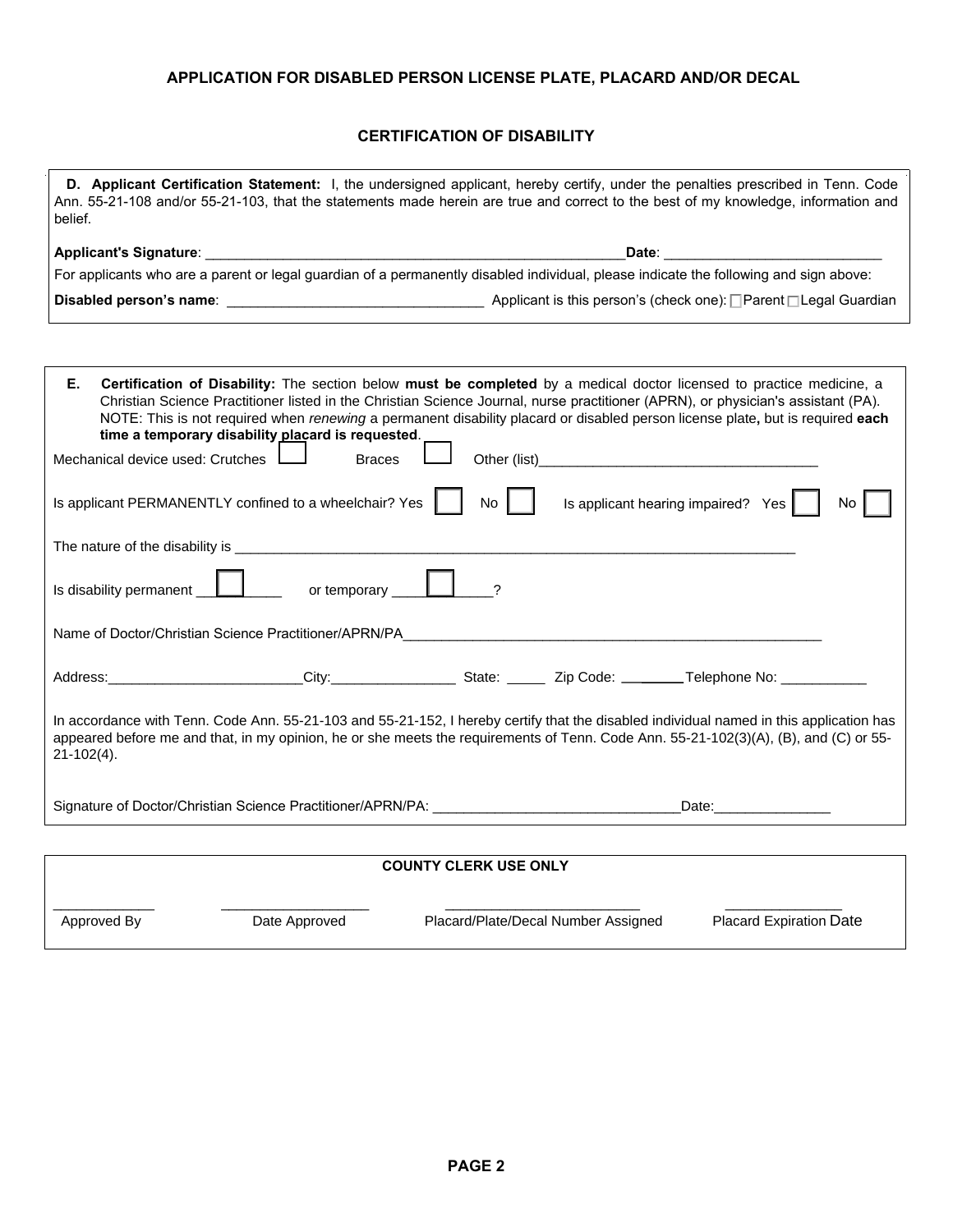## APPLICATION FOR DISABLED PERSON LICENSE PLATE, PLACARD AND/OR DECAL

### CERTIFICATION OF DISABILITY

**D. Applicant Certification Statement:** I, the undersigned applicant, hereby certify, under the penalties prescribed in Tenn. Code Ann. 55-21-108 and/or 55-21-103, that the statements made herein are true and correct to the best of my knowledge, information and belief.

**Applicant's Signature**: ______________________________________________________ **Date**: ___________________________

For applicants who are a parent or legal guardian of a permanently disabled individual, please indicate the following and sign above:

**Disabled person's name**: ________________________________ Applicant is this person's (check one): ☐ Parent ☐ Legal Guardian

**E. Certification of Disability:** The section below **must be completed** by a medical doctor licensed to practice medicine, a Christian Science Practitioner listed in the Christian Science Journal, nurse practitioner (APRN), or physician's assistant (PA). NOTE: This is not required when *renewing* a permanent disability placard or disabled person license plate**,** but is required **each time a temporary disability placard is requested**.

Mechanical device used: Crutches ☐ Braces ☐ Other (list)____________________________________

Is applicant PERMANENTLY confined to a wheelchair? Yes ☐ No ☐ Is applicant hearing impaired? Yes ☐ No ☐

The nature of the disability is ______________________________________________________________________________

Is disability permanent ☐ or temporary ☐?

Name of Doctor/Christian Science Practitioner/APRN/PA________________________________________________________

Address:_________________________City:________________ State: _____ Zip Code: __________ Telephone No: ___________

In accordance with Tenn. Code Ann. 55-21-103 and 55-21-152, I hereby certify that the disabled individual named in this application has appeared before me and that, in my opinion, he or she meets the requirements of Tenn. Code Ann. 55-21-102(3)(A), (B), and (C) or 55-21-102(4).

Signature of Doctor/Christian Science Practitioner/APRN/PA: _______________________________Date:_______________

**COUNTY CLERK USE ONLY**

| _____________ | ___________________ | _________________________ | _______________ |
|---|---|---|---|
| Approved By | Date Approved | Placard/Plate/Decal Number Assigned | Placard Expiration Date |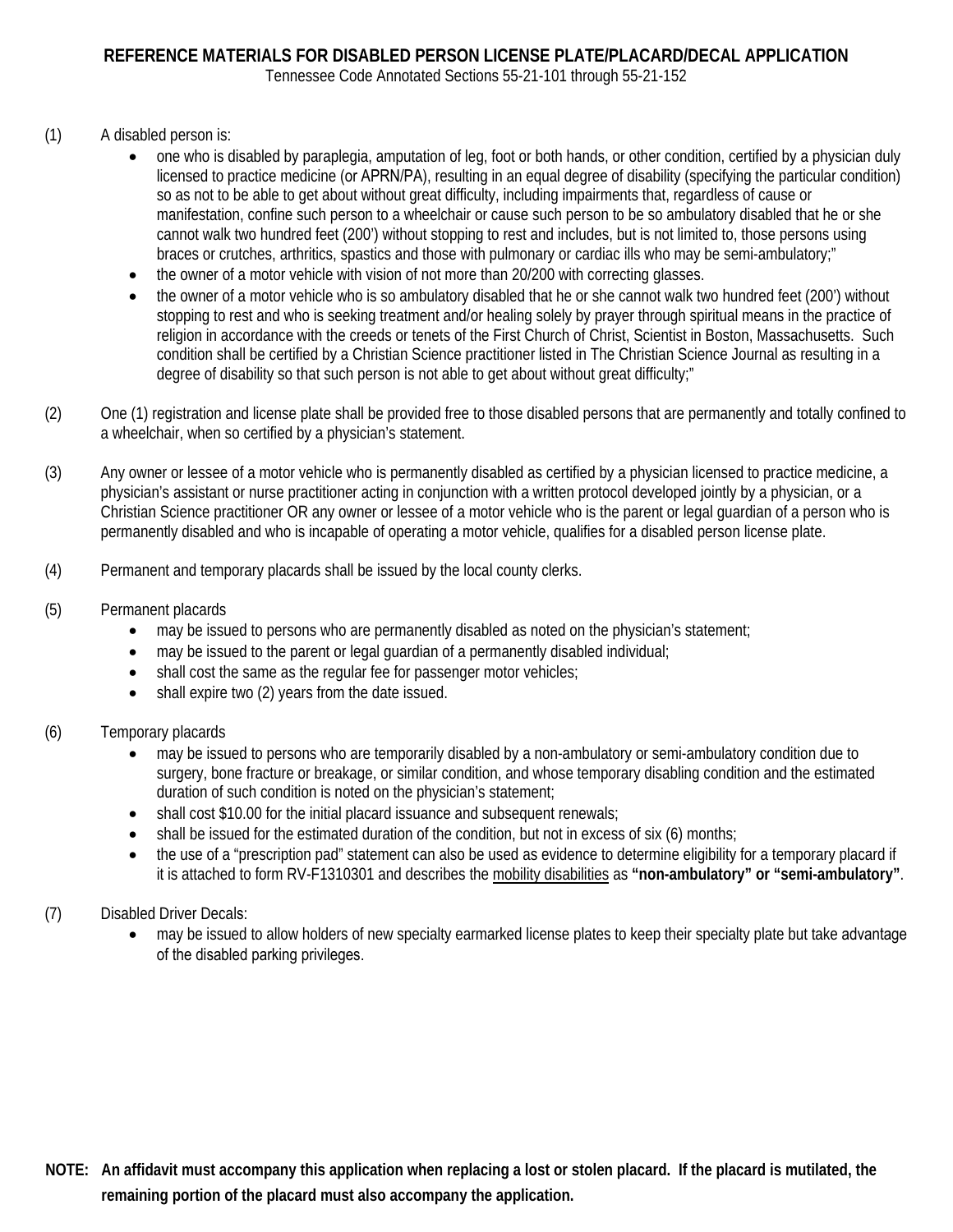# REFERENCE MATERIALS FOR DISABLED PERSON LICENSE PLATE/PLACARD/DECAL APPLICATION

Tennessee Code Annotated Sections 55-21-101 through 55-21-152

(1) A disabled person is:

- one who is disabled by paraplegia, amputation of leg, foot or both hands, or other condition, certified by a physician duly licensed to practice medicine (or APRN/PA), resulting in an equal degree of disability (specifying the particular condition) so as not to be able to get about without great difficulty, including impairments that, regardless of cause or manifestation, confine such person to a wheelchair or cause such person to be so ambulatory disabled that he or she cannot walk two hundred feet (200') without stopping to rest and includes, but is not limited to, those persons using braces or crutches, arthritics, spastics and those with pulmonary or cardiac ills who may be semi-ambulatory;"
- the owner of a motor vehicle with vision of not more than 20/200 with correcting glasses.
- the owner of a motor vehicle who is so ambulatory disabled that he or she cannot walk two hundred feet (200') without stopping to rest and who is seeking treatment and/or healing solely by prayer through spiritual means in the practice of religion in accordance with the creeds or tenets of the First Church of Christ, Scientist in Boston, Massachusetts. Such condition shall be certified by a Christian Science practitioner listed in The Christian Science Journal as resulting in a degree of disability so that such person is not able to get about without great difficulty;"

(2) One (1) registration and license plate shall be provided free to those disabled persons that are permanently and totally confined to a wheelchair, when so certified by a physician's statement.

(3) Any owner or lessee of a motor vehicle who is permanently disabled as certified by a physician licensed to practice medicine, a physician's assistant or nurse practitioner acting in conjunction with a written protocol developed jointly by a physician, or a Christian Science practitioner OR any owner or lessee of a motor vehicle who is the parent or legal guardian of a person who is permanently disabled and who is incapable of operating a motor vehicle, qualifies for a disabled person license plate.

(4) Permanent and temporary placards shall be issued by the local county clerks.

(5) Permanent placards

- may be issued to persons who are permanently disabled as noted on the physician's statement;
- may be issued to the parent or legal guardian of a permanently disabled individual;
- shall cost the same as the regular fee for passenger motor vehicles;
- shall expire two (2) years from the date issued.

(6) Temporary placards

- may be issued to persons who are temporarily disabled by a non-ambulatory or semi-ambulatory condition due to surgery, bone fracture or breakage, or similar condition, and whose temporary disabling condition and the estimated duration of such condition is noted on the physician's statement;
- shall cost $10.00 for the initial placard issuance and subsequent renewals;
- shall be issued for the estimated duration of the condition, but not in excess of six (6) months;
- the use of a "prescription pad" statement can also be used as evidence to determine eligibility for a temporary placard if it is attached to form RV-F1310301 and describes the <u>mobility disabilities</u> as **"non-ambulatory" or "semi-ambulatory"**.

(7) Disabled Driver Decals:

- may be issued to allow holders of new specialty earmarked license plates to keep their specialty plate but take advantage of the disabled parking privileges.

**NOTE: An affidavit must accompany this application when replacing a lost or stolen placard. If the placard is mutilated, the remaining portion of the placard must also accompany the application.**